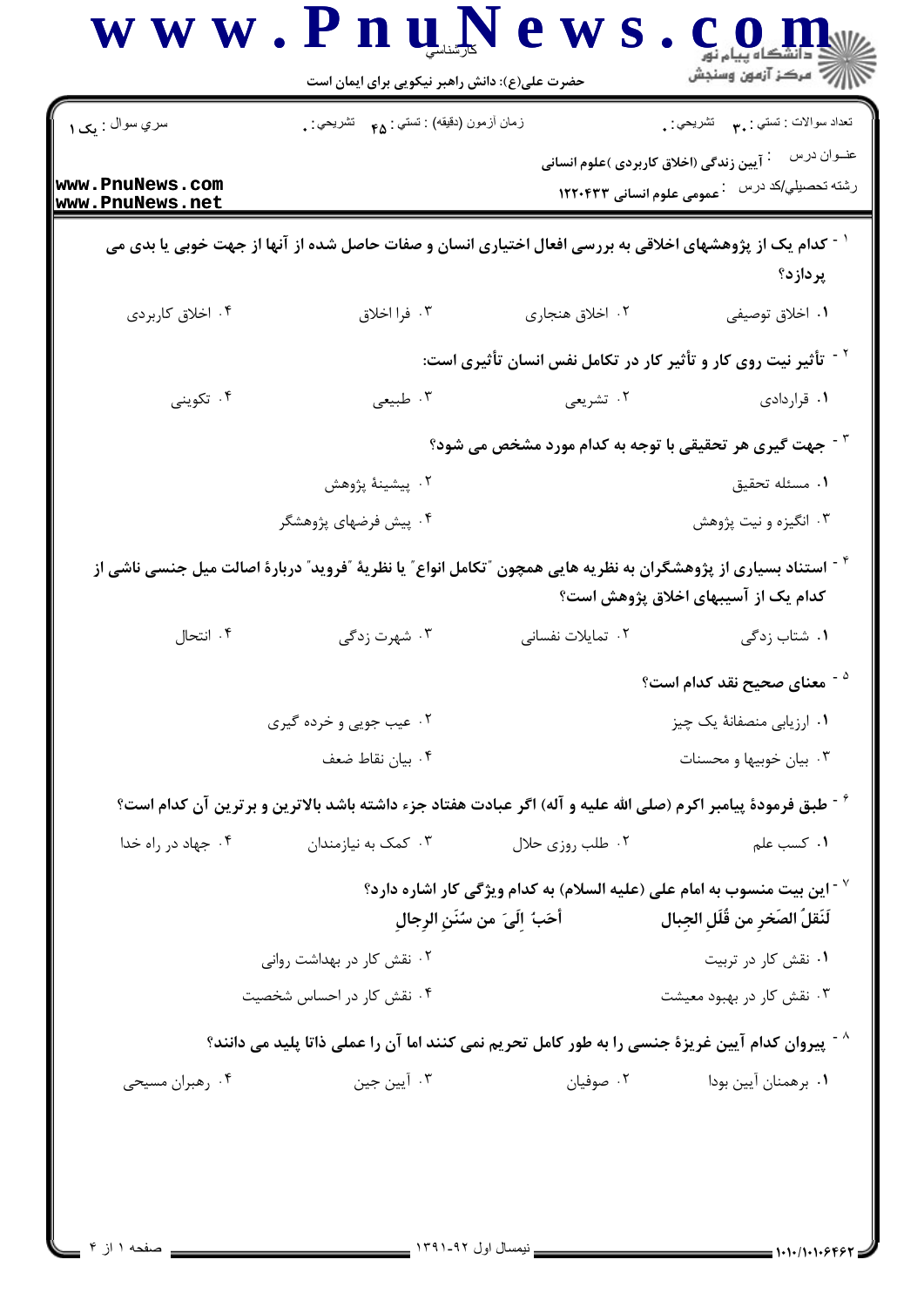حضرت علی(ع): دانش راهبر نیکویی برای ایمان است

| سري سوال : یک ۱ | زمان آزمون (دقیقه) : تستی : ۴۵ تشریحی : ۰ | تعداد سوالات : تستی : ۳۰ تشریحی : ۰ |
|---|---|---|

عنوان درس : آیین زندگی (اخلاق کاربردی )علوم انسانی

رشته تحصیلی/کد درس : عمومی علوم انسانی ۱۲۲۰۴۳۳

۱- کدام یک از پژوهشهای اخلاقی به بررسی افعال اختیاری انسان و صفات حاصل شده از آنها از جهت خوبی یا بدی می پردازد؟

۱. اخلاق توصیفی
۲. اخلاق هنجاری
۳. فرا اخلاق
۴. اخلاق کاربردی

۲- تأثیر نیت روی کار و تأثیر کار در تکامل نفس انسان تأثیری است:

۱. قراردادی
۲. تشریعی
۳. طبیعی
۴. تکوینی

۳- جهت گیری هر تحقیقی با توجه به کدام مورد مشخص می شود؟

۱. مسئله تحقیق
۲. پیشینهٔ پژوهش
۳. انگیزه و نیت پژوهش
۴. پیش فرضهای پژوهشگر

۴- استناد بسیاری از پژوهشگران به نظریه هایی همچون "تکامل انواع" یا نظریهٔ "فروید" دربارهٔ اصالت میل جنسی ناشی از کدام یک از آسیبهای اخلاق پژوهش است؟

۱. شتاب زدگی
۲. تمایلات نفسانی
۳. شهرت زدگی
۴. انتحال

۵- معنای صحیح نقد کدام است؟

۱. ارزیابی منصفانهٔ یک چیز
۲. عیب جویی و خرده گیری
۳. بیان خوبیها و محسنات
۴. بیان نقاط ضعف

۶- طبق فرمودهٔ پیامبر اکرم (صلی الله علیه و آله) اگر عبادت هفتاد جزء داشته باشد بالاترین و برترین آن کدام است؟

۱. کسب علم
۲. طلب روزی حلال
۳. کمک به نیازمندان
۴. جهاد در راه خدا

۷- این بیت منسوب به امام علی (علیه السلام) به کدام ویژگی کار اشاره دارد؟

لَنَقلُ الصخرِ من قُلَلِ الجبال أحَبُ اِلَیَ من سُنَنِ الرجالِ

۱. نقش کار در تربیت
۲. نقش کار در بهداشت روانی
۳. نقش کار در بهبود معیشت
۴. نقش کار در احساس شخصیت

۸- پیروان کدام آیین غریزهٔ جنسی را به طور کامل تحریم نمی کنند اما آن را عملی ذاتا پلید می دانند؟

۱. برهمنان آیین بودا
۲. صوفیان
۳. آیین جین
۴. رهبران مسیحی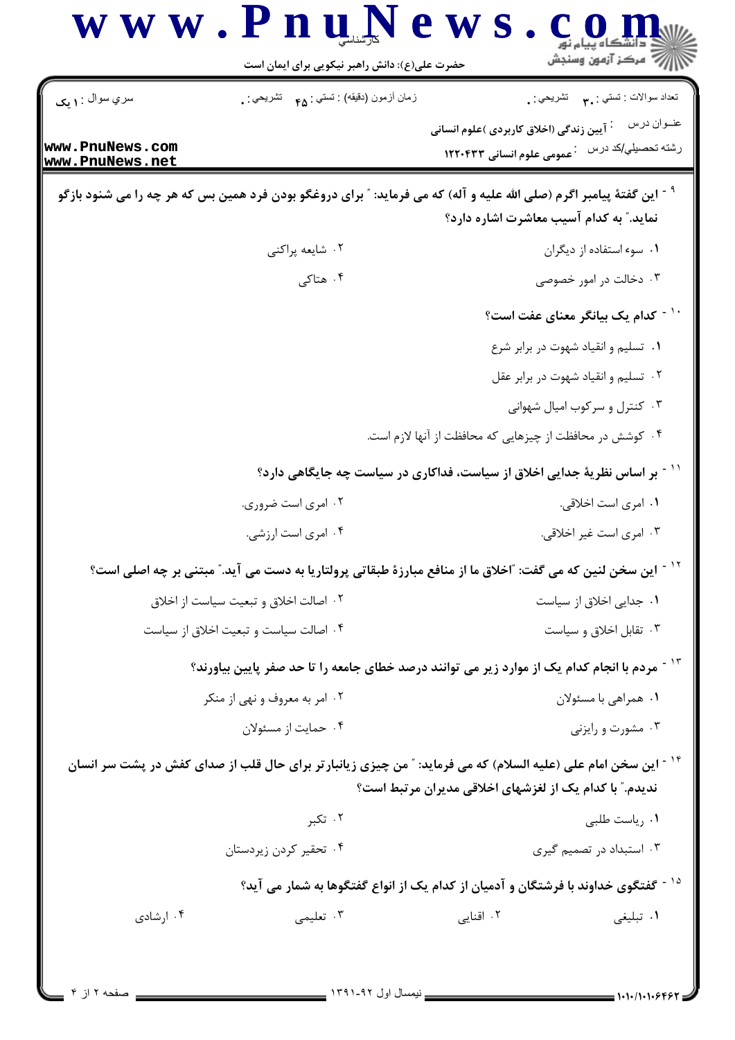۹- این گفتهٔ پیامبر اگرم (صلی الله علیه و آله) که می فرماید: " برای دروغگو بودن فرد همین بس که هر چه را می شنود بازگو نماید." به کدام آسیب معاشرت اشاره دارد؟

۱. سوء استفاده از دیگران
۲. شایعه پراکنی
۳. دخالت در امور خصوصی
۴. هتاکی

۱۰- کدام یک بیانگر معنای عفت است؟

۱. تسلیم و انقیاد شهوت در برابر شرع
۲. تسلیم و انقیاد شهوت در برابر عقل
۳. کنترل و سرکوب امیال شهوانی
۴. کوشش در محافظت از چیزهایی که محافظت از آنها لازم است.

۱۱- بر اساس نظریهٔ جدایی اخلاق از سیاست، فداکاری در سیاست چه جایگاهی دارد؟

۱. امری است اخلاقی.
۲. امری است ضروری.
۳. امری است غیر اخلاقی.
۴. امری است ارزشی.

۱۲- این سخن لنین که می گفت: "اخلاق ما از منافع مبارزهٔ طبقاتی پرولتاریا به دست می آید." مبتنی بر چه اصلی است؟

۱. جدایی اخلاق از سیاست
۲. اصالت اخلاق و تبعیت سیاست از اخلاق
۳. تقابل اخلاق و سیاست
۴. اصالت سیاست و تبعیت اخلاق از سیاست

۱۳- مردم با انجام کدام یک از موارد زیر می توانند درصد خطای جامعه را تا حد صفر پایین بیاورند؟

۱. همراهی با مسئولان
۲. امر به معروف و نهی از منکر
۳. مشورت و رایزنی
۴. حمایت از مسئولان

۱۴- این سخن امام علی (علیه السلام) که می فرماید: " من چیزی زیانبارتر برای حال قلب از صدای کفش در پشت سر انسان ندیدم." با کدام یک از لغزشهای اخلاقی مدیران مرتبط است؟

۱. ریاست طلبی
۲. تکبر
۳. استبداد در تصمیم گیری
۴. تحقیر کردن زیردستان

۱۵- گفتگوی خداوند با فرشتگان و آدمیان از کدام یک از انواع گفتگوها به شمار می آید؟

۱. تبلیغی
۲. اقنایی
۳. تعلیمی
۴. ارشادی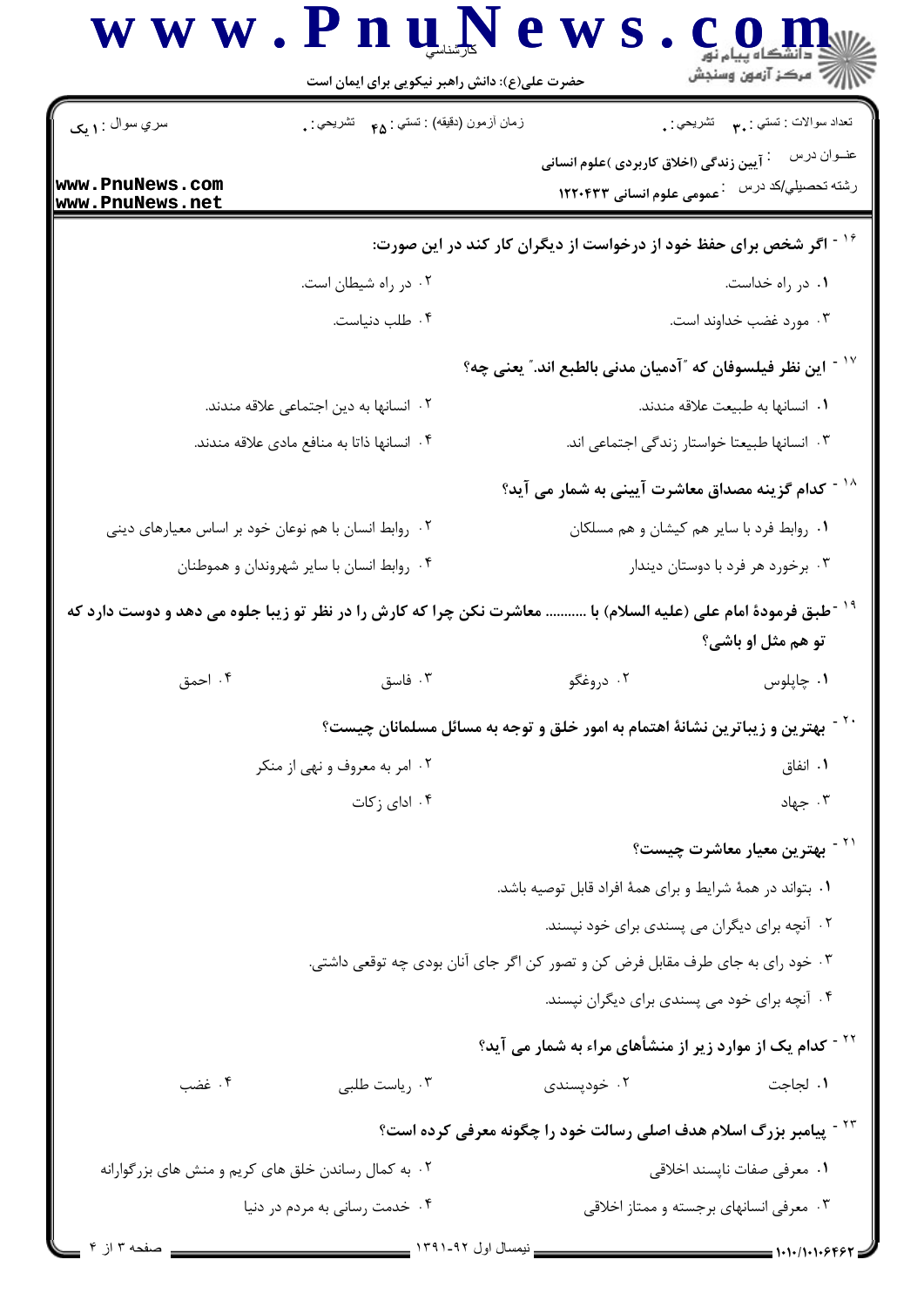سري سوال : ۱ یک

زمان آزمون (دقیقه) : تستي : ۴۵ تشريحي : ۰

تعداد سوالات : تستي : ۳۰ تشريحي : ۰

عنوان درس : آیین زندگی (اخلاق کاربردی )علوم انسانی

رشته تحصيلي/کد درس : عمومی علوم انسانی ۱۲۲۰۴۳۳

۱۶ - اگر شخص برای حفظ خود از درخواست از دیگران کار کند در این صورت:

۱. در راه خداست.

۲. در راه شیطان است.

۳. مورد غضب خداوند است.

۴. طلب دنیاست.

۱۷ - این نظر فیلسوفان که "آدمیان مدنی بالطبع اند." یعنی چه؟

۱. انسانها به طبیعت علاقه مندند.

۲. انسانها به دین اجتماعی علاقه مندند.

۳. انسانها طبیعتا خواستار زندگی اجتماعی اند.

۴. انسانها ذاتا به منافع مادی علاقه مندند.

۱۸ - کدام گزینه مصداق معاشرت آیینی به شمار می آید؟

۱. روابط فرد با سایر هم کیشان و هم مسلکان

۲. روابط انسان با هم نوعان خود بر اساس معیارهای دینی

۳. برخورد هر فرد با دوستان دیندار

۴. روابط انسان با سایر شهروندان و هموطنان

۱۹ - طبق فرمودهٔ امام علی (علیه السلام) با ........... معاشرت نکن چرا که کارش را در نظر تو زیبا جلوه می دهد و دوست دارد که تو هم مثل او باشی؟

۱. چاپلوس

۲. دروغگو

۳. فاسق

۴. احمق

۲۰ - بهترین و زیباترین نشانهٔ اهتمام به امور خلق و توجه به مسائل مسلمانان چیست؟

۱. انفاق

۲. امر به معروف و نهی از منکر

۳. جهاد

۴. ادای زکات

۲۱ - بهترین معیار معاشرت چیست؟

۱. بتواند در همهٔ شرایط و برای همهٔ افراد قابل توصیه باشد.

۲. آنچه برای دیگران می پسندی برای خود نپسند.

۳. خود را به جای طرف مقابل فرض کن و تصور کن اگر جای آنان بودی چه توقعی داشتی.

۴. آنچه برای خود می پسندی برای دیگران نپسند.

۲۲ - کدام یک از موارد زیر از منشأهای مراء به شمار می آید؟

۱. لجاجت

۲. خودپسندی

۳. ریاست طلبی

۴. غضب

۲۳ - پیامبر بزرگ اسلام هدف اصلی رسالت خود را چگونه معرفی کرده است؟

۱. معرفی صفات ناپسند اخلاقی

۲. به کمال رساندن خلق های کریم و منش های بزرگوارانه

۳. معرفی انسانهای برجسته و ممتاز اخلاقی

۴. خدمت رسانی به مردم در دنیا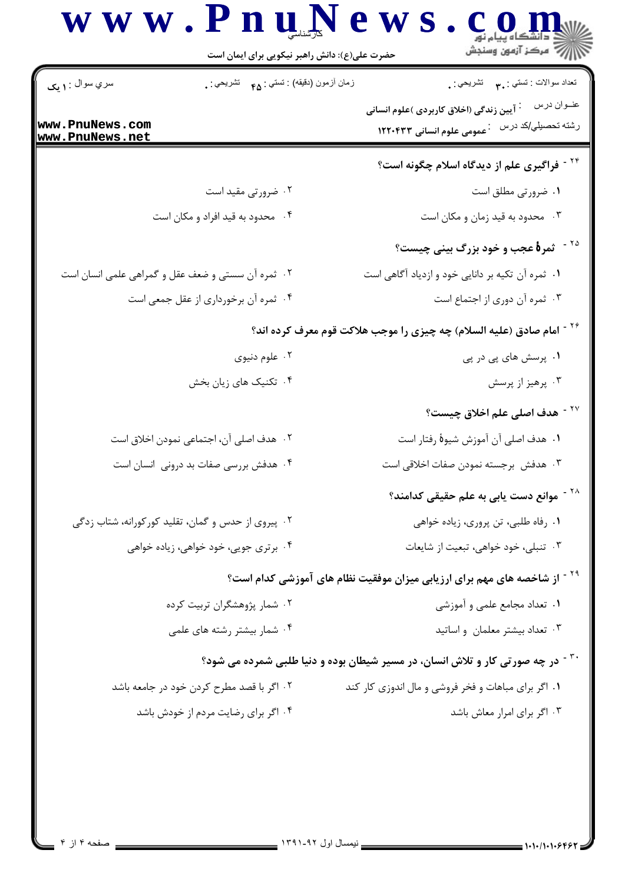۲۴- فراگیری علم از دیدگاه اسلام چگونه است؟

۱. ضرورتی مطلق است

۲. ضرورتی مقید است

۳. محدود به قید زمان و مکان است

۴. محدود به قید افراد و مکان است

۲۵- ثمرهٔ عجب و خود بزرگ بینی چیست؟

۱. ثمره آن تکیه بر دانایی خود و ازدیاد آگاهی است

۲. ثمره آن سستی و ضعف عقل و گمراهی علمی انسان است

۳. ثمره آن دوری از اجتماع است

۴. ثمره آن برخورداری از عقل جمعی است

۲۶- امام صادق (علیه السلام) چه چیزی را موجب هلاکت قوم معرف کرده اند؟

۱. پرسش های پی در پی

۲. علوم دنیوی

۳. پرهیز از پرسش

۴. تکنیک های زیان بخش

۲۷- هدف اصلی علم اخلاق چیست؟

۱. هدف اصلی آن آموزش شیوهٔ رفتار است

۲. هدف اصلی آن، اجتماعی نمودن اخلاق است

۳. هدفش برجسته نمودن صفات اخلاقی است

۴. هدفش بررسی صفات بد درونی انسان است

۲۸- موانع دست یابی به علم حقیقی کدامند؟

۱. رفاه طلبی، تن پروری، زیاده خواهی

۲. پیروی از حدس و گمان، تقلید کورکورانه، شتاب زدگی

۳. تنبلی، خود خواهی، تبعیت از شایعات

۴. برتری جویی، خود خواهی، زیاده خواهی

۲۹- از شاخصه های مهم برای ارزیابی میزان موفقیت نظام های آموزشی کدام است؟

۱. تعداد مجامع علمی و آموزشی

۲. شمار پژوهشگران تربیت کرده

۳. تعداد بیشتر معلمان و اساتید

۴. شمار بیشتر رشته های علمی

۳۰- در چه صورتی کار و تلاش انسان، در مسیر شیطان بوده و دنیا طلبی شمرده می شود؟

۱. اگر برای مباهات و فخر فروشی و مال اندوزی کار کند

۲. اگر با قصد مطرح کردن خود در جامعه باشد

۳. اگر برای امرار معاش باشد

۴. اگر برای رضایت مردم از خودش باشد